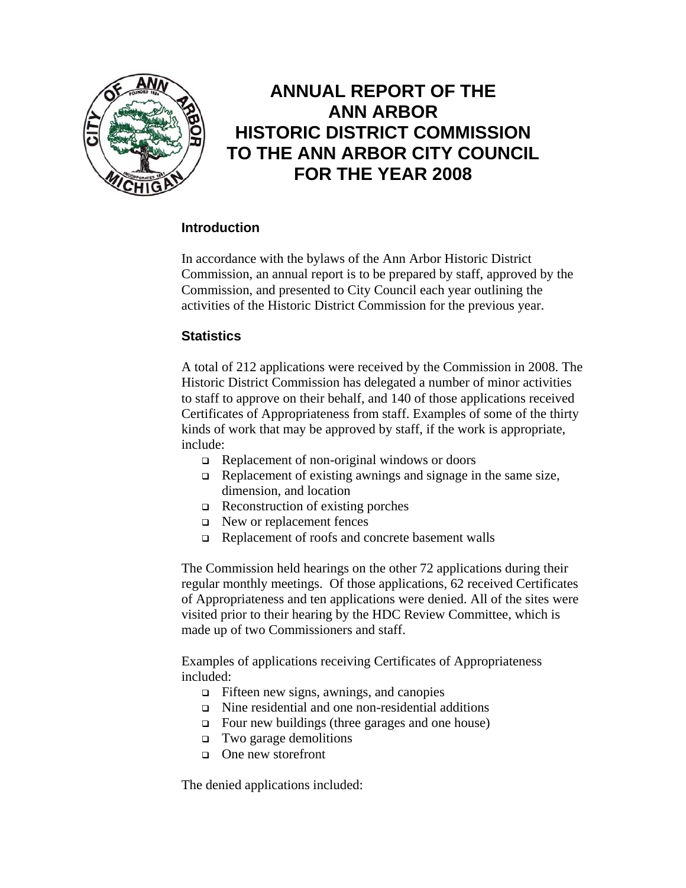# ANNUAL REPORT OF THE ANN ARBOR HISTORIC DISTRICT COMMISSION TO THE ANN ARBOR CITY COUNCIL FOR THE YEAR 2008

### Introduction

In accordance with the bylaws of the Ann Arbor Historic District Commission, an annual report is to be prepared by staff, approved by the Commission, and presented to City Council each year outlining the activities of the Historic District Commission for the previous year.

### Statistics

A total of 212 applications were received by the Commission in 2008. The Historic District Commission has delegated a number of minor activities to staff to approve on their behalf, and 140 of those applications received Certificates of Appropriateness from staff. Examples of some of the thirty kinds of work that may be approved by staff, if the work is appropriate, include:

- Replacement of non-original windows or doors
- Replacement of existing awnings and signage in the same size, dimension, and location
- Reconstruction of existing porches
- New or replacement fences
- Replacement of roofs and concrete basement walls

The Commission held hearings on the other 72 applications during their regular monthly meetings. Of those applications, 62 received Certificates of Appropriateness and ten applications were denied. All of the sites were visited prior to their hearing by the HDC Review Committee, which is made up of two Commissioners and staff.

Examples of applications receiving Certificates of Appropriateness included:

- Fifteen new signs, awnings, and canopies
- Nine residential and one non-residential additions
- Four new buildings (three garages and one house)
- Two garage demolitions
- One new storefront

The denied applications included: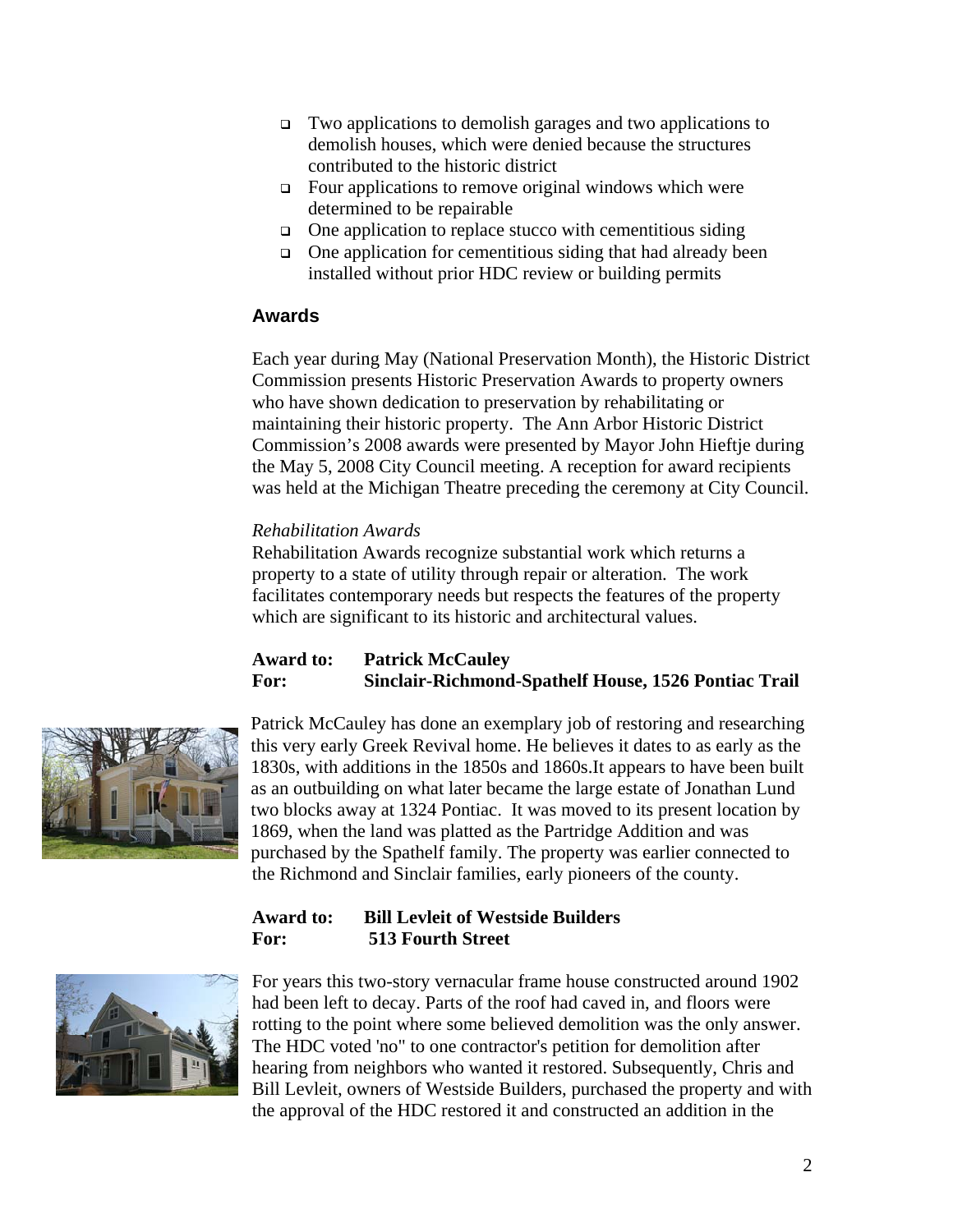- Two applications to demolish garages and two applications to demolish houses, which were denied because the structures contributed to the historic district
- Four applications to remove original windows which were determined to be repairable
- One application to replace stucco with cementitious siding
- One application for cementitious siding that had already been installed without prior HDC review or building permits

## Awards

Each year during May (National Preservation Month), the Historic District Commission presents Historic Preservation Awards to property owners who have shown dedication to preservation by rehabilitating or maintaining their historic property. The Ann Arbor Historic District Commission's 2008 awards were presented by Mayor John Hieftje during the May 5, 2008 City Council meeting. A reception for award recipients was held at the Michigan Theatre preceding the ceremony at City Council.

*Rehabilitation Awards*

Rehabilitation Awards recognize substantial work which returns a property to a state of utility through repair or alteration. The work facilitates contemporary needs but respects the features of the property which are significant to its historic and architectural values.

**Award to: Patrick McCauley**
**For: Sinclair-Richmond-Spathelf House, 1526 Pontiac Trail**

Patrick McCauley has done an exemplary job of restoring and researching this very early Greek Revival home. He believes it dates to as early as the 1830s, with additions in the 1850s and 1860s.It appears to have been built as an outbuilding on what later became the large estate of Jonathan Lund two blocks away at 1324 Pontiac. It was moved to its present location by 1869, when the land was platted as the Partridge Addition and was purchased by the Spathelf family. The property was earlier connected to the Richmond and Sinclair families, early pioneers of the county.

**Award to: Bill Levleit of Westside Builders**
**For: 513 Fourth Street**

For years this two-story vernacular frame house constructed around 1902 had been left to decay. Parts of the roof had caved in, and floors were rotting to the point where some believed demolition was the only answer. The HDC voted 'no" to one contractor's petition for demolition after hearing from neighbors who wanted it restored. Subsequently, Chris and Bill Levleit, owners of Westside Builders, purchased the property and with the approval of the HDC restored it and constructed an addition in the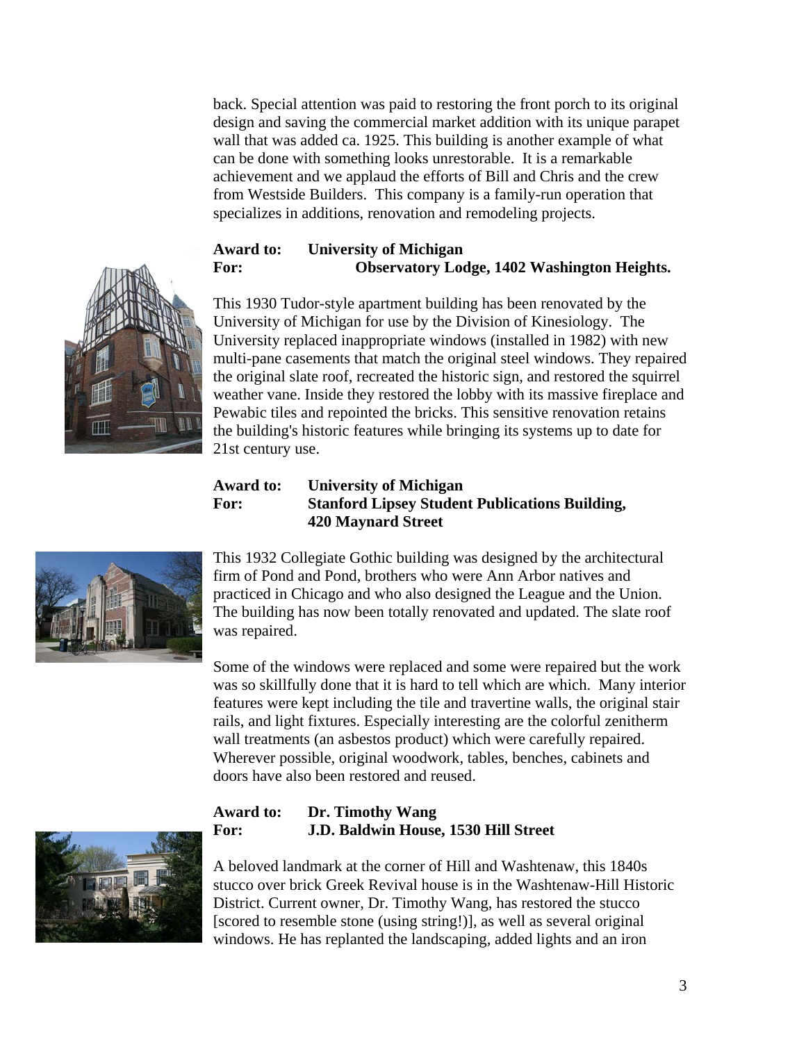back. Special attention was paid to restoring the front porch to its original design and saving the commercial market addition with its unique parapet wall that was added ca. 1925. This building is another example of what can be done with something looks unrestorable. It is a remarkable achievement and we applaud the efforts of Bill and Chris and the crew from Westside Builders. This company is a family-run operation that specializes in additions, renovation and remodeling projects.

**Award to:** **University of Michigan**
**For:** **Observatory Lodge, 1402 Washington Heights.**

This 1930 Tudor-style apartment building has been renovated by the University of Michigan for use by the Division of Kinesiology. The University replaced inappropriate windows (installed in 1982) with new multi-pane casements that match the original steel windows. They repaired the original slate roof, recreated the historic sign, and restored the squirrel weather vane. Inside they restored the lobby with its massive fireplace and Pewabic tiles and repointed the bricks. This sensitive renovation retains the building's historic features while bringing its systems up to date for 21st century use.

**Award to:** **University of Michigan**
**For:** **Stanford Lipsey Student Publications Building, 420 Maynard Street**

This 1932 Collegiate Gothic building was designed by the architectural firm of Pond and Pond, brothers who were Ann Arbor natives and practiced in Chicago and who also designed the League and the Union. The building has now been totally renovated and updated. The slate roof was repaired.

Some of the windows were replaced and some were repaired but the work was so skillfully done that it is hard to tell which are which. Many interior features were kept including the tile and travertine walls, the original stair rails, and light fixtures. Especially interesting are the colorful zenitherm wall treatments (an asbestos product) which were carefully repaired. Wherever possible, original woodwork, tables, benches, cabinets and doors have also been restored and reused.

**Award to:** **Dr. Timothy Wang**
**For:** **J.D. Baldwin House, 1530 Hill Street**

A beloved landmark at the corner of Hill and Washtenaw, this 1840s stucco over brick Greek Revival house is in the Washtenaw-Hill Historic District. Current owner, Dr. Timothy Wang, has restored the stucco [scored to resemble stone (using string!)], as well as several original windows. He has replanted the landscaping, added lights and an iron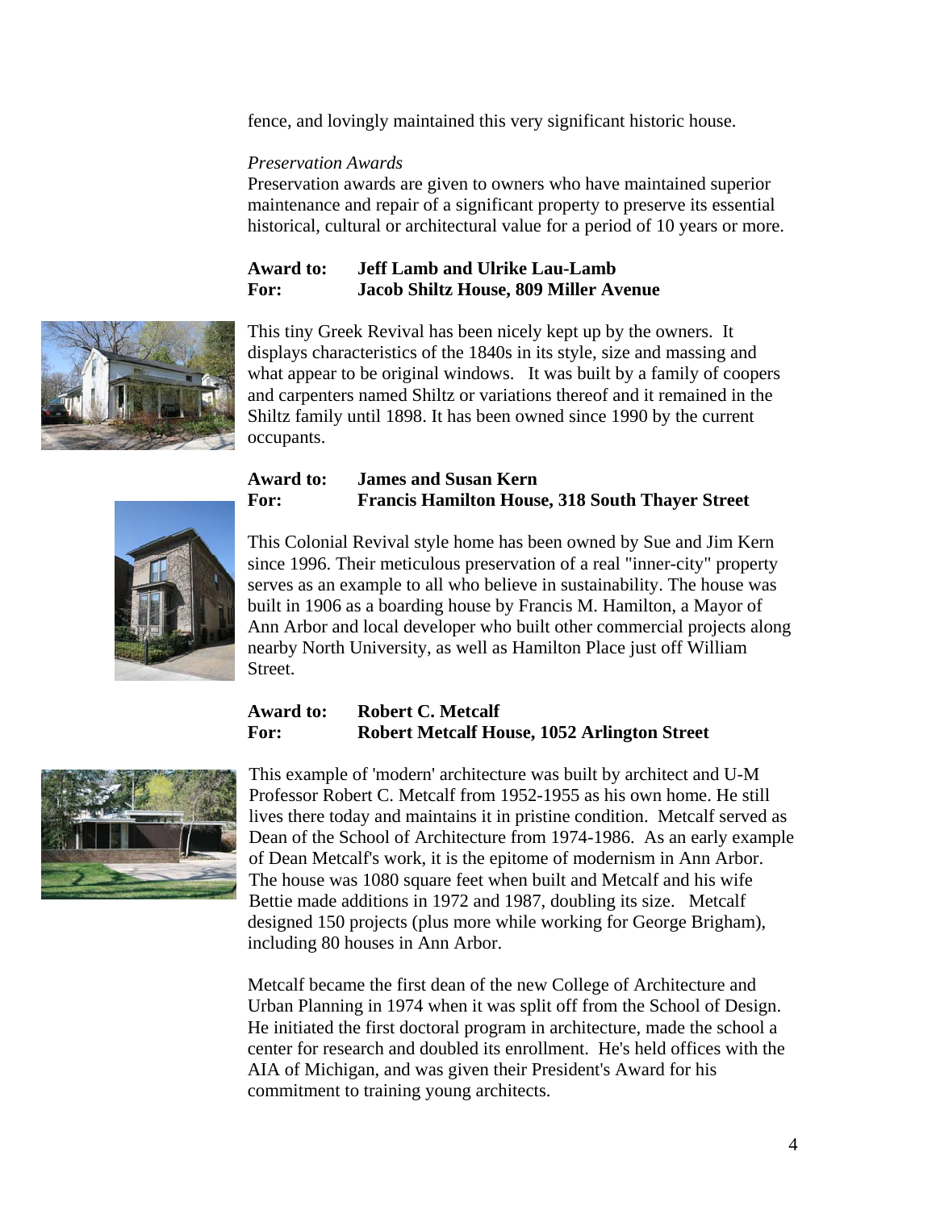fence, and lovingly maintained this very significant historic house.

*Preservation Awards*

Preservation awards are given to owners who have maintained superior maintenance and repair of a significant property to preserve its essential historical, cultural or architectural value for a period of 10 years or more.

**Award to: Jeff Lamb and Ulrike Lau-Lamb**
**For: Jacob Shiltz House, 809 Miller Avenue**

This tiny Greek Revival has been nicely kept up by the owners. It displays characteristics of the 1840s in its style, size and massing and what appear to be original windows. It was built by a family of coopers and carpenters named Shiltz or variations thereof and it remained in the Shiltz family until 1898. It has been owned since 1990 by the current occupants.

**Award to: James and Susan Kern**
**For: Francis Hamilton House, 318 South Thayer Street**

This Colonial Revival style home has been owned by Sue and Jim Kern since 1996. Their meticulous preservation of a real "inner-city" property serves as an example to all who believe in sustainability. The house was built in 1906 as a boarding house by Francis M. Hamilton, a Mayor of Ann Arbor and local developer who built other commercial projects along nearby North University, as well as Hamilton Place just off William Street.

**Award to: Robert C. Metcalf**
**For: Robert Metcalf House, 1052 Arlington Street**

This example of 'modern' architecture was built by architect and U-M Professor Robert C. Metcalf from 1952-1955 as his own home. He still lives there today and maintains it in pristine condition. Metcalf served as Dean of the School of Architecture from 1974-1986. As an early example of Dean Metcalf's work, it is the epitome of modernism in Ann Arbor. The house was 1080 square feet when built and Metcalf and his wife Bettie made additions in 1972 and 1987, doubling its size. Metcalf designed 150 projects (plus more while working for George Brigham), including 80 houses in Ann Arbor.

Metcalf became the first dean of the new College of Architecture and Urban Planning in 1974 when it was split off from the School of Design. He initiated the first doctoral program in architecture, made the school a center for research and doubled its enrollment. He's held offices with the AIA of Michigan, and was given their President's Award for his commitment to training young architects.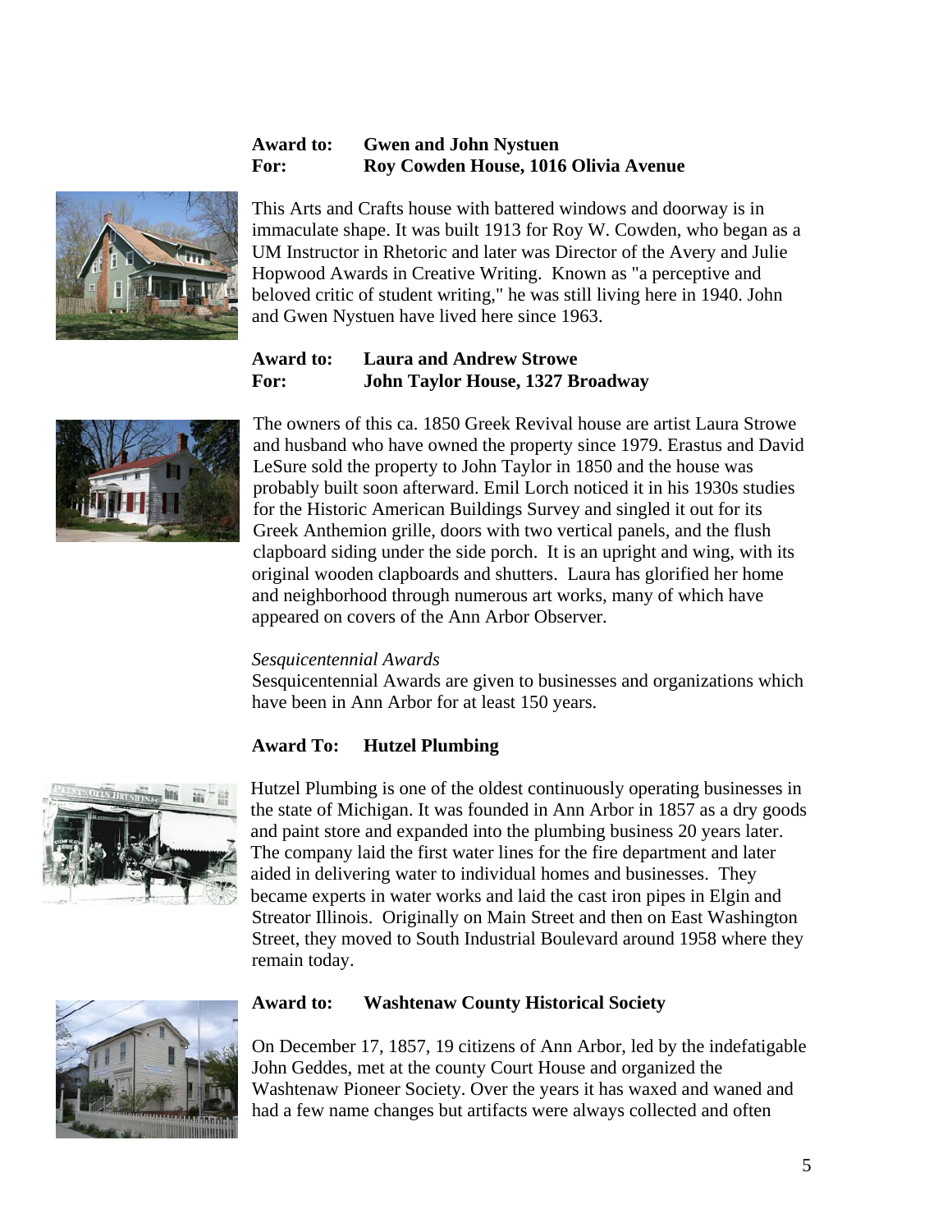**Award to:** **Gwen and John Nystuen**
**For:** **Roy Cowden House, 1016 Olivia Avenue**

This Arts and Crafts house with battered windows and doorway is in immaculate shape. It was built 1913 for Roy W. Cowden, who began as a UM Instructor in Rhetoric and later was Director of the Avery and Julie Hopwood Awards in Creative Writing. Known as "a perceptive and beloved critic of student writing," he was still living here in 1940. John and Gwen Nystuen have lived here since 1963.

**Award to:** **Laura and Andrew Strowe**
**For:** **John Taylor House, 1327 Broadway**

The owners of this ca. 1850 Greek Revival house are artist Laura Strowe and husband who have owned the property since 1979. Erastus and David LeSure sold the property to John Taylor in 1850 and the house was probably built soon afterward. Emil Lorch noticed it in his 1930s studies for the Historic American Buildings Survey and singled it out for its Greek Anthemion grille, doors with two vertical panels, and the flush clapboard siding under the side porch. It is an upright and wing, with its original wooden clapboards and shutters. Laura has glorified her home and neighborhood through numerous art works, many of which have appeared on covers of the Ann Arbor Observer.

*Sesquicentennial Awards*

Sesquicentennial Awards are given to businesses and organizations which have been in Ann Arbor for at least 150 years.

**Award To:** **Hutzel Plumbing**

Hutzel Plumbing is one of the oldest continuously operating businesses in the state of Michigan. It was founded in Ann Arbor in 1857 as a dry goods and paint store and expanded into the plumbing business 20 years later. The company laid the first water lines for the fire department and later aided in delivering water to individual homes and businesses. They became experts in water works and laid the cast iron pipes in Elgin and Streator Illinois. Originally on Main Street and then on East Washington Street, they moved to South Industrial Boulevard around 1958 where they remain today.

**Award to:** **Washtenaw County Historical Society**

On December 17, 1857, 19 citizens of Ann Arbor, led by the indefatigable John Geddes, met at the county Court House and organized the Washtenaw Pioneer Society. Over the years it has waxed and waned and had a few name changes but artifacts were always collected and often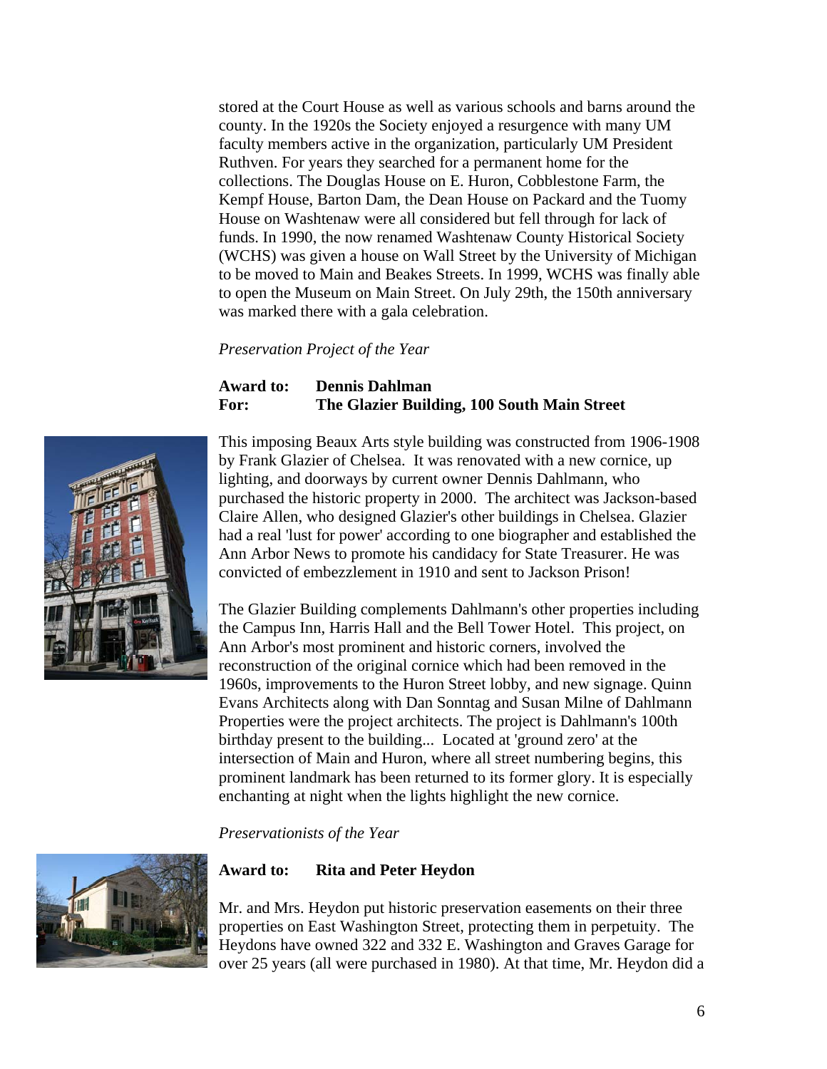stored at the Court House as well as various schools and barns around the county. In the 1920s the Society enjoyed a resurgence with many UM faculty members active in the organization, particularly UM President Ruthven. For years they searched for a permanent home for the collections. The Douglas House on E. Huron, Cobblestone Farm, the Kempf House, Barton Dam, the Dean House on Packard and the Tuomy House on Washtenaw were all considered but fell through for lack of funds. In 1990, the now renamed Washtenaw County Historical Society (WCHS) was given a house on Wall Street by the University of Michigan to be moved to Main and Beakes Streets. In 1999, WCHS was finally able to open the Museum on Main Street. On July 29th, the 150th anniversary was marked there with a gala celebration.

*Preservation Project of the Year*

**Award to: Dennis Dahlman**
**For: The Glazier Building, 100 South Main Street**

This imposing Beaux Arts style building was constructed from 1906-1908 by Frank Glazier of Chelsea. It was renovated with a new cornice, up lighting, and doorways by current owner Dennis Dahlmann, who purchased the historic property in 2000. The architect was Jackson-based Claire Allen, who designed Glazier's other buildings in Chelsea. Glazier had a real 'lust for power' according to one biographer and established the Ann Arbor News to promote his candidacy for State Treasurer. He was convicted of embezzlement in 1910 and sent to Jackson Prison!

The Glazier Building complements Dahlmann's other properties including the Campus Inn, Harris Hall and the Bell Tower Hotel. This project, on Ann Arbor's most prominent and historic corners, involved the reconstruction of the original cornice which had been removed in the 1960s, improvements to the Huron Street lobby, and new signage. Quinn Evans Architects along with Dan Sonntag and Susan Milne of Dahlmann Properties were the project architects. The project is Dahlmann's 100th birthday present to the building... Located at 'ground zero' at the intersection of Main and Huron, where all street numbering begins, this prominent landmark has been returned to its former glory. It is especially enchanting at night when the lights highlight the new cornice.

*Preservationists of the Year*

**Award to: Rita and Peter Heydon**

Mr. and Mrs. Heydon put historic preservation easements on their three properties on East Washington Street, protecting them in perpetuity. The Heydons have owned 322 and 332 E. Washington and Graves Garage for over 25 years (all were purchased in 1980). At that time, Mr. Heydon did a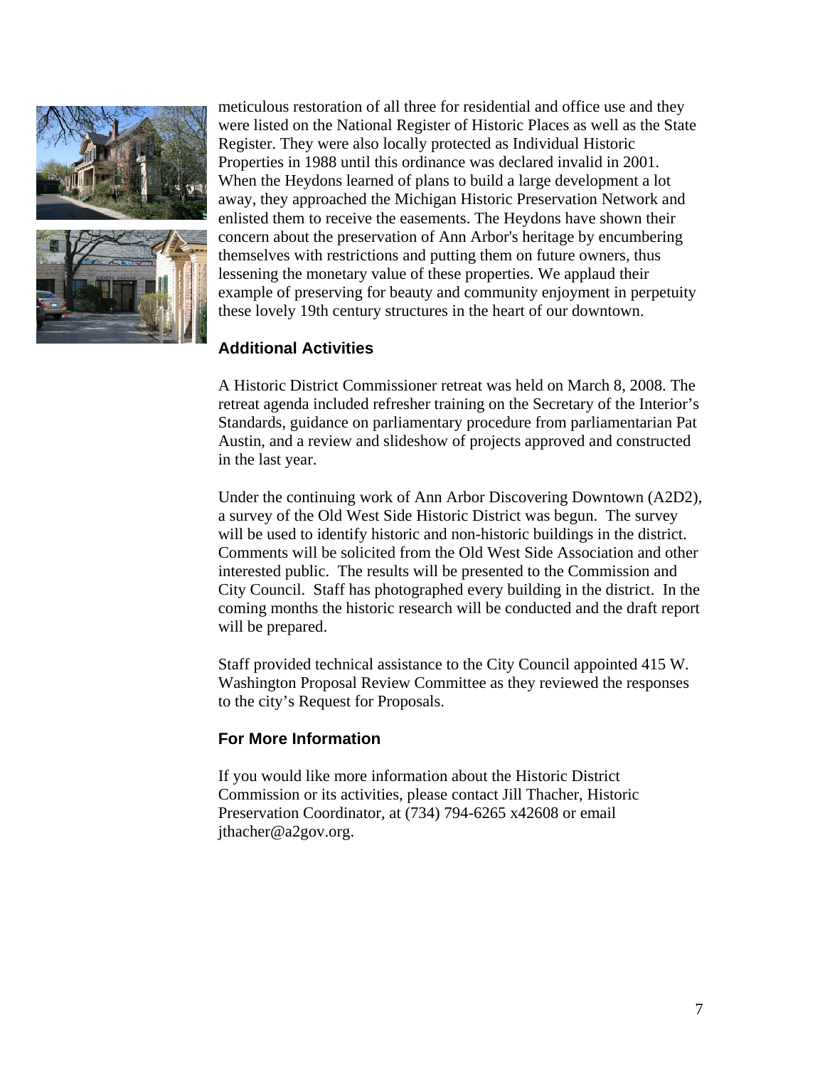meticulous restoration of all three for residential and office use and they were listed on the National Register of Historic Places as well as the State Register. They were also locally protected as Individual Historic Properties in 1988 until this ordinance was declared invalid in 2001. When the Heydons learned of plans to build a large development a lot away, they approached the Michigan Historic Preservation Network and enlisted them to receive the easements. The Heydons have shown their concern about the preservation of Ann Arbor's heritage by encumbering themselves with restrictions and putting them on future owners, thus lessening the monetary value of these properties. We applaud their example of preserving for beauty and community enjoyment in perpetuity these lovely 19th century structures in the heart of our downtown.

### Additional Activities

A Historic District Commissioner retreat was held on March 8, 2008. The retreat agenda included refresher training on the Secretary of the Interior's Standards, guidance on parliamentary procedure from parliamentarian Pat Austin, and a review and slideshow of projects approved and constructed in the last year.

Under the continuing work of Ann Arbor Discovering Downtown (A2D2), a survey of the Old West Side Historic District was begun. The survey will be used to identify historic and non-historic buildings in the district. Comments will be solicited from the Old West Side Association and other interested public. The results will be presented to the Commission and City Council. Staff has photographed every building in the district. In the coming months the historic research will be conducted and the draft report will be prepared.

Staff provided technical assistance to the City Council appointed 415 W. Washington Proposal Review Committee as they reviewed the responses to the city's Request for Proposals.

### For More Information

If you would like more information about the Historic District Commission or its activities, please contact Jill Thacher, Historic Preservation Coordinator, at (734) 794-6265 x42608 or email jthacher@a2gov.org.